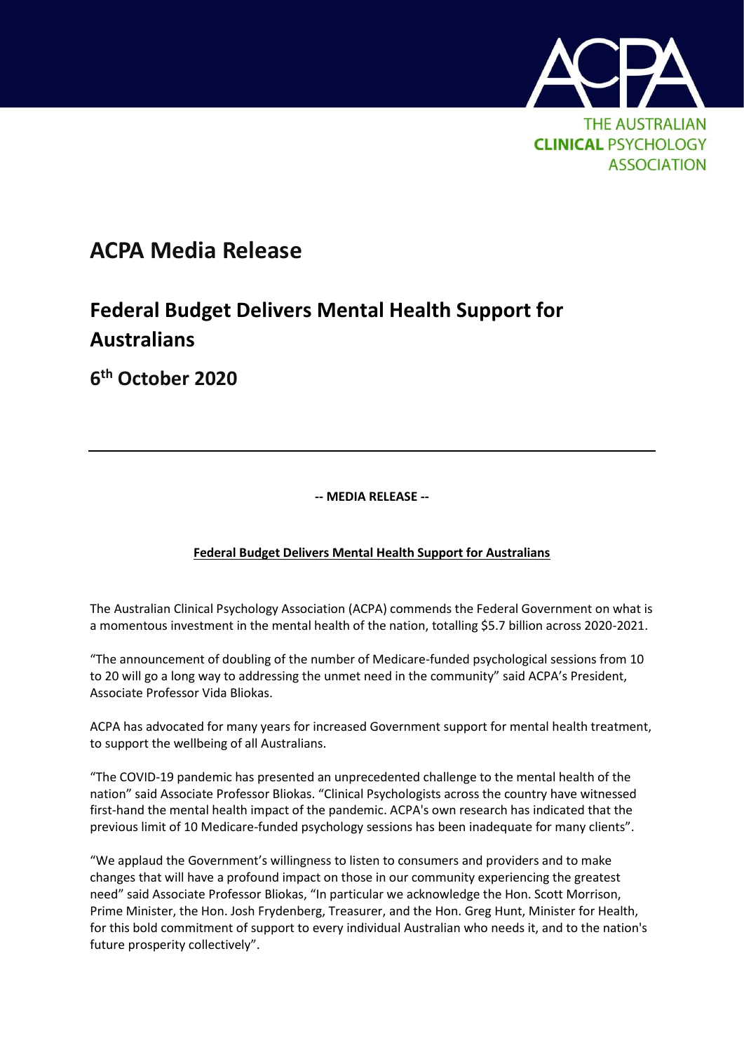THE AUSTRALIAN **CLINICAL** PSYCHOLOGY ASSOCIATION

# ACPA Media Release

## Federal Budget Delivers Mental Health Support for Australians

## 6th October 2020

---

**-- MEDIA RELEASE --**

**Federal Budget Delivers Mental Health Support for Australians**

The Australian Clinical Psychology Association (ACPA) commends the Federal Government on what is a momentous investment in the mental health of the nation, totalling $5.7 billion across 2020-2021.

"The announcement of doubling of the number of Medicare-funded psychological sessions from 10 to 20 will go a long way to addressing the unmet need in the community" said ACPA's President, Associate Professor Vida Bliokas.

ACPA has advocated for many years for increased Government support for mental health treatment, to support the wellbeing of all Australians.

"The COVID-19 pandemic has presented an unprecedented challenge to the mental health of the nation" said Associate Professor Bliokas. "Clinical Psychologists across the country have witnessed first-hand the mental health impact of the pandemic. ACPA's own research has indicated that the previous limit of 10 Medicare-funded psychology sessions has been inadequate for many clients".

"We applaud the Government's willingness to listen to consumers and providers and to make changes that will have a profound impact on those in our community experiencing the greatest need" said Associate Professor Bliokas, "In particular we acknowledge the Hon. Scott Morrison, Prime Minister, the Hon. Josh Frydenberg, Treasurer, and the Hon. Greg Hunt, Minister for Health, for this bold commitment of support to every individual Australian who needs it, and to the nation's future prosperity collectively".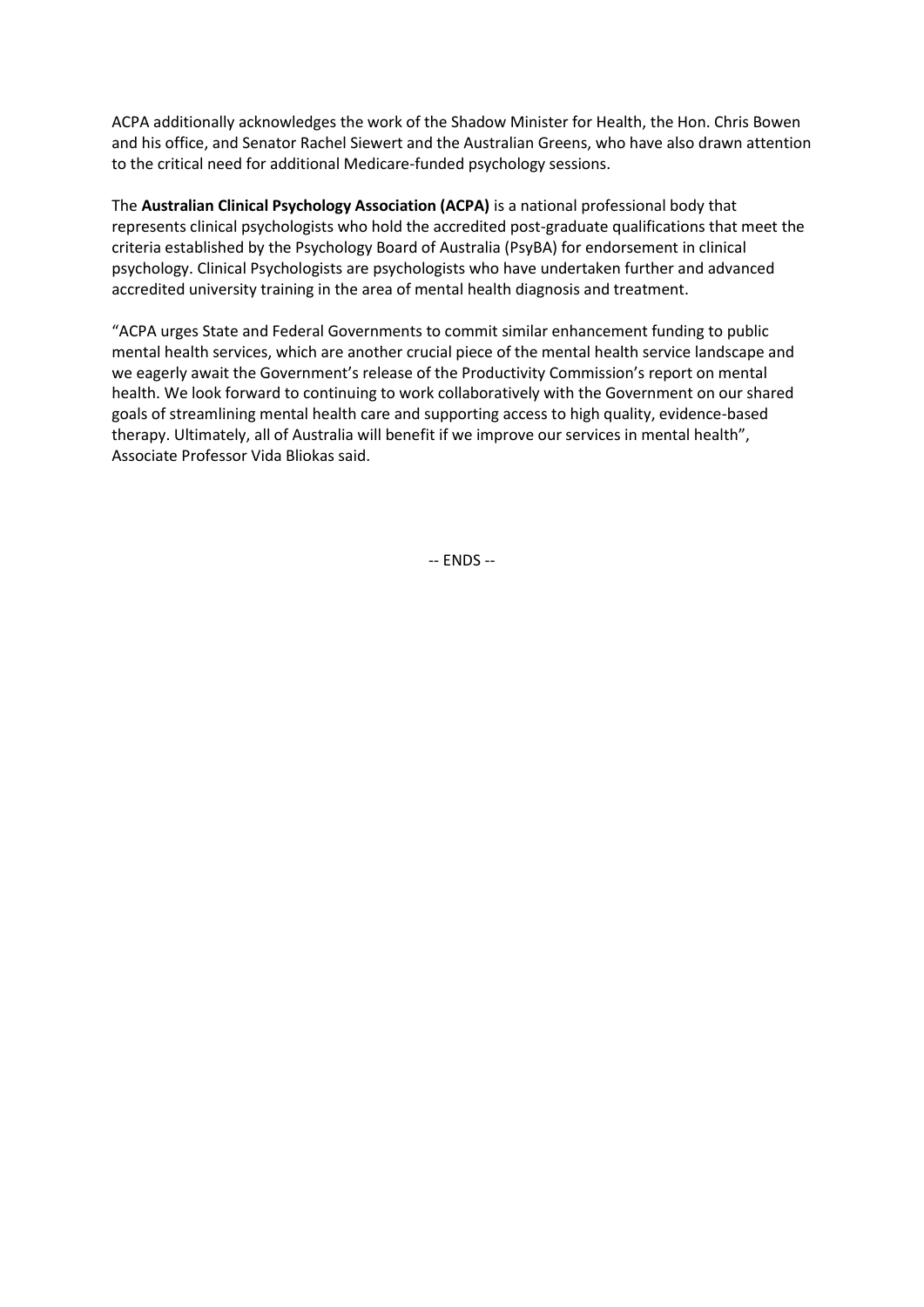ACPA additionally acknowledges the work of the Shadow Minister for Health, the Hon. Chris Bowen and his office, and Senator Rachel Siewert and the Australian Greens, who have also drawn attention to the critical need for additional Medicare-funded psychology sessions.

The **Australian Clinical Psychology Association (ACPA)** is a national professional body that represents clinical psychologists who hold the accredited post-graduate qualifications that meet the criteria established by the Psychology Board of Australia (PsyBA) for endorsement in clinical psychology. Clinical Psychologists are psychologists who have undertaken further and advanced accredited university training in the area of mental health diagnosis and treatment.

"ACPA urges State and Federal Governments to commit similar enhancement funding to public mental health services, which are another crucial piece of the mental health service landscape and we eagerly await the Government's release of the Productivity Commission's report on mental health. We look forward to continuing to work collaboratively with the Government on our shared goals of streamlining mental health care and supporting access to high quality, evidence-based therapy. Ultimately, all of Australia will benefit if we improve our services in mental health", Associate Professor Vida Bliokas said.

-- ENDS --